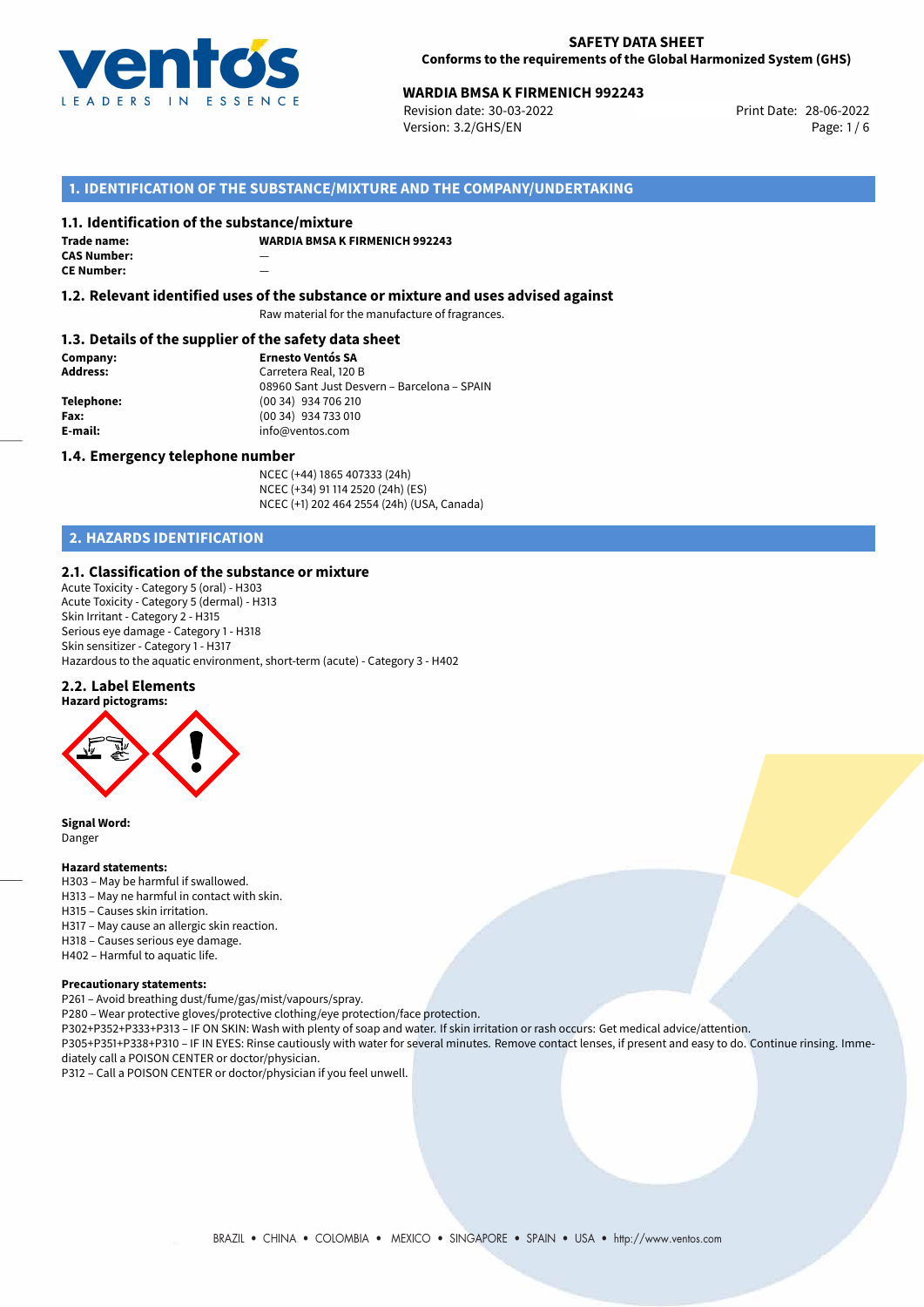**SAFETY DATA SHEET**
**Conforms to the requirements of the Global Harmonized System (GHS)**

**WARDIA BMSA K FIRMENICH 992243**
Revision date: 30-03-2022
Version: 3.2/GHS/EN
Print Date: 28-06-2022

## 1. IDENTIFICATION OF THE SUBSTANCE/MIXTURE AND THE COMPANY/UNDERTAKING

### 1.1. Identification of the substance/mixture

**Trade name:** WARDIA BMSA K FIRMENICH 992243
**CAS Number:** —
**CE Number:** —

### 1.2. Relevant identified uses of the substance or mixture and uses advised against

Raw material for the manufacture of fragrances.

### 1.3. Details of the supplier of the safety data sheet

**Company:** Ernesto Ventós SA
**Address:** Carretera Real, 120 B
08960 Sant Just Desvern – Barcelona – SPAIN
**Telephone:** (00 34) 934 706 210
**Fax:** (00 34) 934 733 010
**E-mail:** info@ventos.com

### 1.4. Emergency telephone number

NCEC (+44) 1865 407333 (24h)
NCEC (+34) 91 114 2520 (24h) (ES)
NCEC (+1) 202 464 2554 (24h) (USA, Canada)

## 2. HAZARDS IDENTIFICATION

### 2.1. Classification of the substance or mixture

Acute Toxicity - Category 5 (oral) - H303
Acute Toxicity - Category 5 (dermal) - H313
Skin Irritant - Category 2 - H315
Serious eye damage - Category 1 - H318
Skin sensitizer - Category 1 - H317
Hazardous to the aquatic environment, short-term (acute) - Category 3 - H402

### 2.2. Label Elements

**Hazard pictograms:**

**Signal Word:**
Danger

**Hazard statements:**
H303 – May be harmful if swallowed.
H313 – May ne harmful in contact with skin.
H315 – Causes skin irritation.
H317 – May cause an allergic skin reaction.
H318 – Causes serious eye damage.
H402 – Harmful to aquatic life.

**Precautionary statements:**
P261 – Avoid breathing dust/fume/gas/mist/vapours/spray.
P280 – Wear protective gloves/protective clothing/eye protection/face protection.
P302+P352+P333+P313 – IF ON SKIN: Wash with plenty of soap and water. If skin irritation or rash occurs: Get medical advice/attention.
P305+P351+P338+P310 – IF IN EYES: Rinse cautiously with water for several minutes. Remove contact lenses, if present and easy to do. Continue rinsing. Immediately call a POISON CENTER or doctor/physician.
P312 – Call a POISON CENTER or doctor/physician if you feel unwell.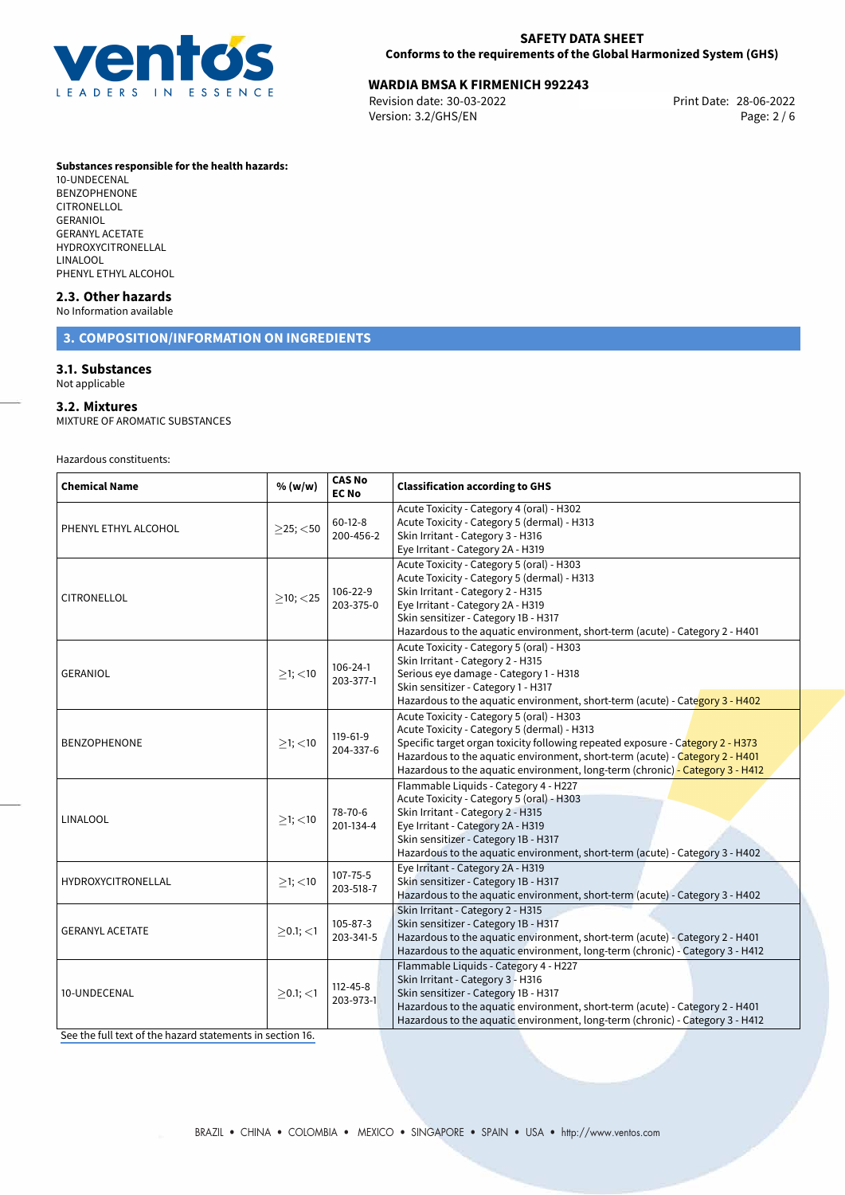**Substances responsible for the health hazards:**
10-UNDECENAL
BENZOPHENONE
CITRONELLOL
GERANIOL
GERANYL ACETATE
HYDROXYCITRONELLAL
LINALOOL
PHENYL ETHYL ALCOHOL

### 2.3. Other hazards

No Information available

## 3. COMPOSITION/INFORMATION ON INGREDIENTS

### 3.1. Substances

Not applicable

### 3.2. Mixtures

MIXTURE OF AROMATIC SUBSTANCES

Hazardous constituents:

| Chemical Name | % (w/w) | CAS No EC No | Classification according to GHS |
|---|---|---|---|
| PHENYL ETHYL ALCOHOL | ≥25; <50 | 60-12-8 200-456-2 | Acute Toxicity - Category 4 (oral) - H302<br>Acute Toxicity - Category 5 (dermal) - H313<br>Skin Irritant - Category 3 - H316<br>Eye Irritant - Category 2A - H319 |
| CITRONELLOL | ≥10; <25 | 106-22-9 203-375-0 | Acute Toxicity - Category 5 (oral) - H303<br>Acute Toxicity - Category 5 (dermal) - H313<br>Skin Irritant - Category 2 - H315<br>Eye Irritant - Category 2A - H319<br>Skin sensitizer - Category 1B - H317<br>Hazardous to the aquatic environment, short-term (acute) - Category 2 - H401 |
| GERANIOL | ≥1; <10 | 106-24-1 203-377-1 | Acute Toxicity - Category 5 (oral) - H303<br>Skin Irritant - Category 2 - H315<br>Serious eye damage - Category 1 - H318<br>Skin sensitizer - Category 1 - H317<br>Hazardous to the aquatic environment, short-term (acute) - Category 3 - H402 |
| BENZOPHENONE | ≥1; <10 | 119-61-9 204-337-6 | Acute Toxicity - Category 5 (oral) - H303<br>Acute Toxicity - Category 5 (dermal) - H313<br>Specific target organ toxicity following repeated exposure - Category 2 - H373<br>Hazardous to the aquatic environment, short-term (acute) - Category 2 - H401<br>Hazardous to the aquatic environment, long-term (chronic) - Category 3 - H412 |
| LINALOOL | ≥1; <10 | 78-70-6 201-134-4 | Flammable Liquids - Category 4 - H227<br>Acute Toxicity - Category 5 (oral) - H303<br>Skin Irritant - Category 2 - H315<br>Eye Irritant - Category 2A - H319<br>Skin sensitizer - Category 1B - H317<br>Hazardous to the aquatic environment, short-term (acute) - Category 3 - H402 |
| HYDROXYCITRONELLAL | ≥1; <10 | 107-75-5 203-518-7 | Eye Irritant - Category 2A - H319<br>Skin sensitizer - Category 1B - H317<br>Hazardous to the aquatic environment, short-term (acute) - Category 3 - H402 |
| GERANYL ACETATE | ≥0.1; <1 | 105-87-3 203-341-5 | Skin Irritant - Category 2 - H315<br>Skin sensitizer - Category 1B - H317<br>Hazardous to the aquatic environment, short-term (acute) - Category 2 - H401<br>Hazardous to the aquatic environment, long-term (chronic) - Category 3 - H412 |
| 10-UNDECENAL | ≥0.1; <1 | 112-45-8 203-973-1 | Flammable Liquids - Category 4 - H227<br>Skin Irritant - Category 3 - H316<br>Skin sensitizer - Category 1B - H317<br>Hazardous to the aquatic environment, short-term (acute) - Category 2 - H401<br>Hazardous to the aquatic environment, long-term (chronic) - Category 3 - H412 |

See the full text of the hazard statements in section 16.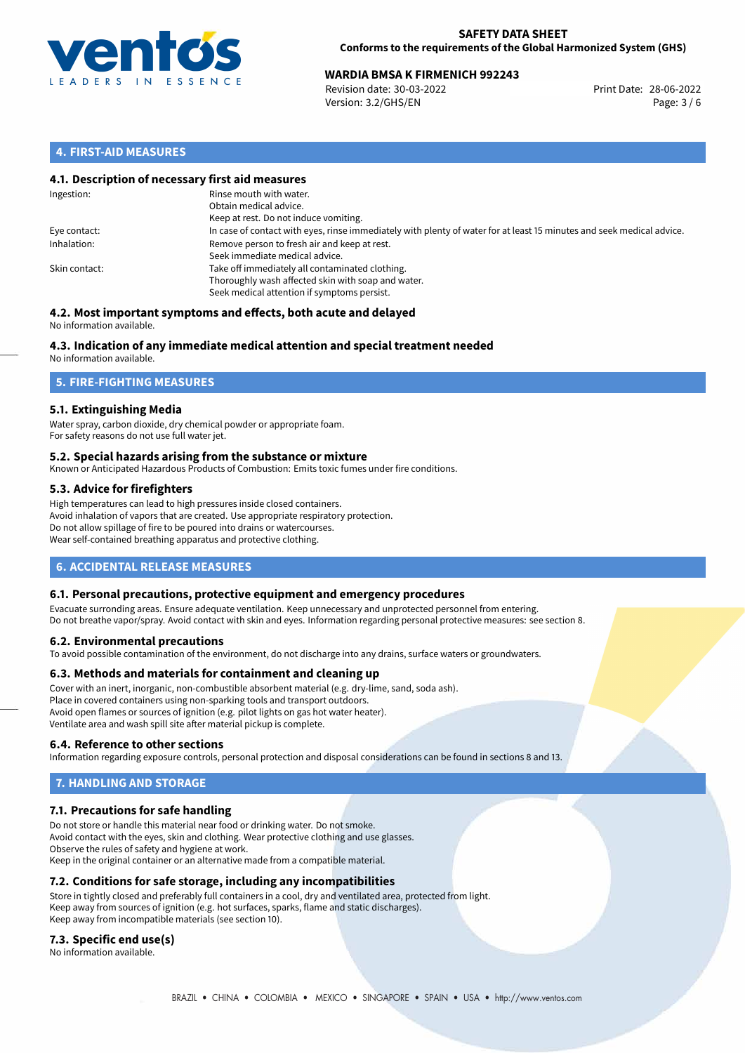## 4. FIRST-AID MEASURES

### 4.1. Description of necessary first aid measures

| | |
|---|---|
| Ingestion: | Rinse mouth with water.<br>Obtain medical advice.<br>Keep at rest. Do not induce vomiting. |
| Eye contact: | In case of contact with eyes, rinse immediately with plenty of water for at least 15 minutes and seek medical advice. |
| Inhalation: | Remove person to fresh air and keep at rest.<br>Seek immediate medical advice. |
| Skin contact: | Take off immediately all contaminated clothing.<br>Thoroughly wash affected skin with soap and water.<br>Seek medical attention if symptoms persist. |

### 4.2. Most important symptoms and effects, both acute and delayed

No information available.

### 4.3. Indication of any immediate medical attention and special treatment needed

No information available.

## 5. FIRE-FIGHTING MEASURES

### 5.1. Extinguishing Media

Water spray, carbon dioxide, dry chemical powder or appropriate foam.
For safety reasons do not use full water jet.

### 5.2. Special hazards arising from the substance or mixture

Known or Anticipated Hazardous Products of Combustion: Emits toxic fumes under fire conditions.

### 5.3. Advice for firefighters

High temperatures can lead to high pressures inside closed containers.
Avoid inhalation of vapors that are created. Use appropriate respiratory protection.
Do not allow spillage of fire to be poured into drains or watercourses.
Wear self-contained breathing apparatus and protective clothing.

## 6. ACCIDENTAL RELEASE MEASURES

### 6.1. Personal precautions, protective equipment and emergency procedures

Evacuate surronding areas. Ensure adequate ventilation. Keep unnecessary and unprotected personnel from entering.
Do not breathe vapor/spray. Avoid contact with skin and eyes. Information regarding personal protective measures: see section 8.

### 6.2. Environmental precautions

To avoid possible contamination of the environment, do not discharge into any drains, surface waters or groundwaters.

### 6.3. Methods and materials for containment and cleaning up

Cover with an inert, inorganic, non-combustible absorbent material (e.g. dry-lime, sand, soda ash).
Place in covered containers using non-sparking tools and transport outdoors.
Avoid open flames or sources of ignition (e.g. pilot lights on gas hot water heater).
Ventilate area and wash spill site after material pickup is complete.

### 6.4. Reference to other sections

Information regarding exposure controls, personal protection and disposal considerations can be found in sections 8 and 13.

## 7. HANDLING AND STORAGE

### 7.1. Precautions for safe handling

Do not store or handle this material near food or drinking water. Do not smoke.
Avoid contact with the eyes, skin and clothing. Wear protective clothing and use glasses.
Observe the rules of safety and hygiene at work.
Keep in the original container or an alternative made from a compatible material.

### 7.2. Conditions for safe storage, including any incompatibilities

Store in tightly closed and preferably full containers in a cool, dry and ventilated area, protected from light.
Keep away from sources of ignition (e.g. hot surfaces, sparks, flame and static discharges).
Keep away from incompatible materials (see section 10).

### 7.3. Specific end use(s)

No information available.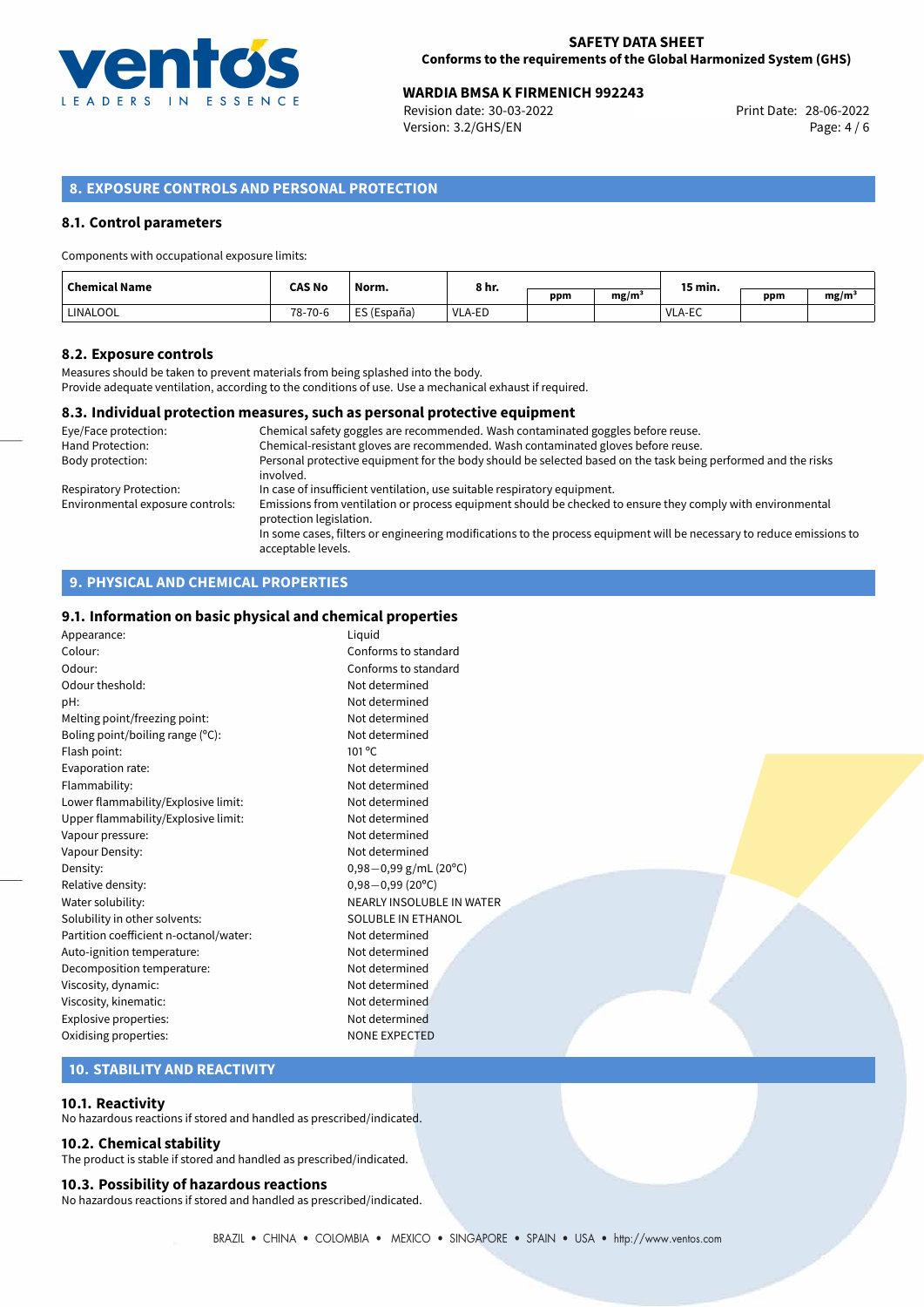## 8. EXPOSURE CONTROLS AND PERSONAL PROTECTION

### 8.1. Control parameters

Components with occupational exposure limits:

| Chemical Name | CAS No | Norm. | 8 hr. | ppm | mg/m³ | 15 min. | ppm | mg/m³ |
|---|---|---|---|---|---|---|---|---|
| LINALOOL | 78-70-6 | ES (España) | VLA-ED | | | VLA-EC | | |

### 8.2. Exposure controls

Measures should be taken to prevent materials from being splashed into the body.
Provide adequate ventilation, according to the conditions of use. Use a mechanical exhaust if required.

### 8.3. Individual protection measures, such as personal protective equipment

| | |
|---|---|
| Eye/Face protection: | Chemical safety goggles are recommended. Wash contaminated goggles before reuse. |
| Hand Protection: | Chemical-resistant gloves are recommended. Wash contaminated gloves before reuse. |
| Body protection: | Personal protective equipment for the body should be selected based on the task being performed and the risks involved. |
| Respiratory Protection: | In case of insufficient ventilation, use suitable respiratory equipment. |
| Environmental exposure controls: | Emissions from ventilation or process equipment should be checked to ensure they comply with environmental protection legislation. In some cases, filters or engineering modifications to the process equipment will be necessary to reduce emissions to acceptable levels. |

## 9. PHYSICAL AND CHEMICAL PROPERTIES

### 9.1. Information on basic physical and chemical properties

| | |
|---|---|
| Appearance: | Liquid |
| Colour: | Conforms to standard |
| Odour: | Conforms to standard |
| Odour theshold: | Not determined |
| pH: | Not determined |
| Melting point/freezing point: | Not determined |
| Boling point/boiling range (°C): | Not determined |
| Flash point: | 101 °C |
| Evaporation rate: | Not determined |
| Flammability: | Not determined |
| Lower flammability/Explosive limit: | Not determined |
| Upper flammability/Explosive limit: | Not determined |
| Vapour pressure: | Not determined |
| Vapour Density: | Not determined |
| Density: | 0,98−0,99 g/mL (20°C) |
| Relative density: | 0,98−0,99 (20°C) |
| Water solubility: | NEARLY INSOLUBLE IN WATER |
| Solubility in other solvents: | SOLUBLE IN ETHANOL |
| Partition coefficient n-octanol/water: | Not determined |
| Auto-ignition temperature: | Not determined |
| Decomposition temperature: | Not determined |
| Viscosity, dynamic: | Not determined |
| Viscosity, kinematic: | Not determined |
| Explosive properties: | Not determined |
| Oxidising properties: | NONE EXPECTED |

## 10. STABILITY AND REACTIVITY

### 10.1. Reactivity

No hazardous reactions if stored and handled as prescribed/indicated.

### 10.2. Chemical stability

The product is stable if stored and handled as prescribed/indicated.

### 10.3. Possibility of hazardous reactions

No hazardous reactions if stored and handled as prescribed/indicated.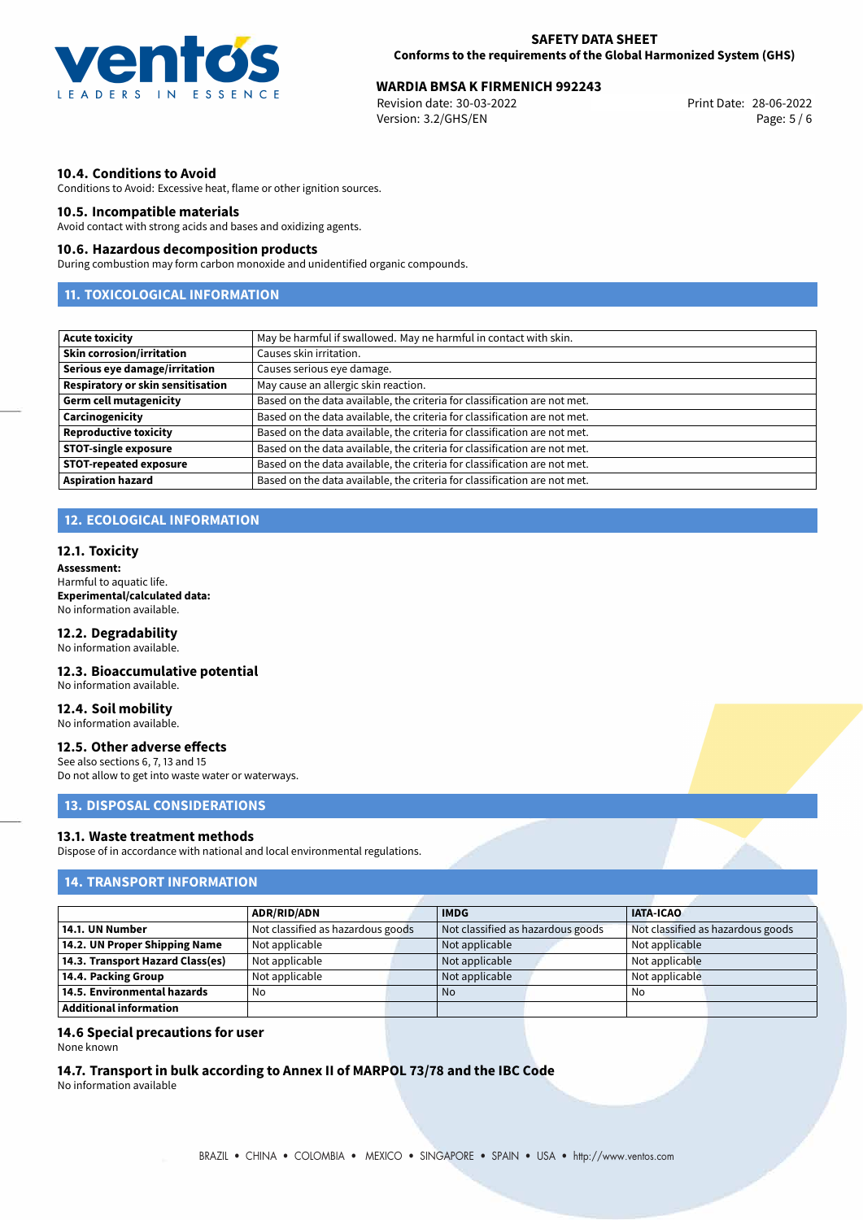### 10.4. Conditions to Avoid

Conditions to Avoid: Excessive heat, flame or other ignition sources.

### 10.5. Incompatible materials

Avoid contact with strong acids and bases and oxidizing agents.

### 10.6. Hazardous decomposition products

During combustion may form carbon monoxide and unidentified organic compounds.

## 11. TOXICOLOGICAL INFORMATION

| | |
|---|---|
| **Acute toxicity** | May be harmful if swallowed. May ne harmful in contact with skin. |
| **Skin corrosion/irritation** | Causes skin irritation. |
| **Serious eye damage/irritation** | Causes serious eye damage. |
| **Respiratory or skin sensitisation** | May cause an allergic skin reaction. |
| **Germ cell mutagenicity** | Based on the data available, the criteria for classification are not met. |
| **Carcinogenicity** | Based on the data available, the criteria for classification are not met. |
| **Reproductive toxicity** | Based on the data available, the criteria for classification are not met. |
| **STOT-single exposure** | Based on the data available, the criteria for classification are not met. |
| **STOT-repeated exposure** | Based on the data available, the criteria for classification are not met. |
| **Aspiration hazard** | Based on the data available, the criteria for classification are not met. |

## 12. ECOLOGICAL INFORMATION

### 12.1. Toxicity

**Assessment:**
Harmful to aquatic life.
**Experimental/calculated data:**
No information available.

### 12.2. Degradability

No information available.

### 12.3. Bioaccumulative potential

No information available.

### 12.4. Soil mobility

No information available.

### 12.5. Other adverse effects

See also sections 6, 7, 13 and 15
Do not allow to get into waste water or waterways.

## 13. DISPOSAL CONSIDERATIONS

### 13.1. Waste treatment methods

Dispose of in accordance with national and local environmental regulations.

## 14. TRANSPORT INFORMATION

| | ADR/RID/ADN | IMDG | IATA-ICAO |
|---|---|---|---|
| **14.1. UN Number** | Not classified as hazardous goods | Not classified as hazardous goods | Not classified as hazardous goods |
| **14.2. UN Proper Shipping Name** | Not applicable | Not applicable | Not applicable |
| **14.3. Transport Hazard Class(es)** | Not applicable | Not applicable | Not applicable |
| **14.4. Packing Group** | Not applicable | Not applicable | Not applicable |
| **14.5. Environmental hazards** | No | No | No |
| **Additional information** | | | |

### 14.6 Special precautions for user

None known

### 14.7. Transport in bulk according to Annex II of MARPOL 73/78 and the IBC Code

No information available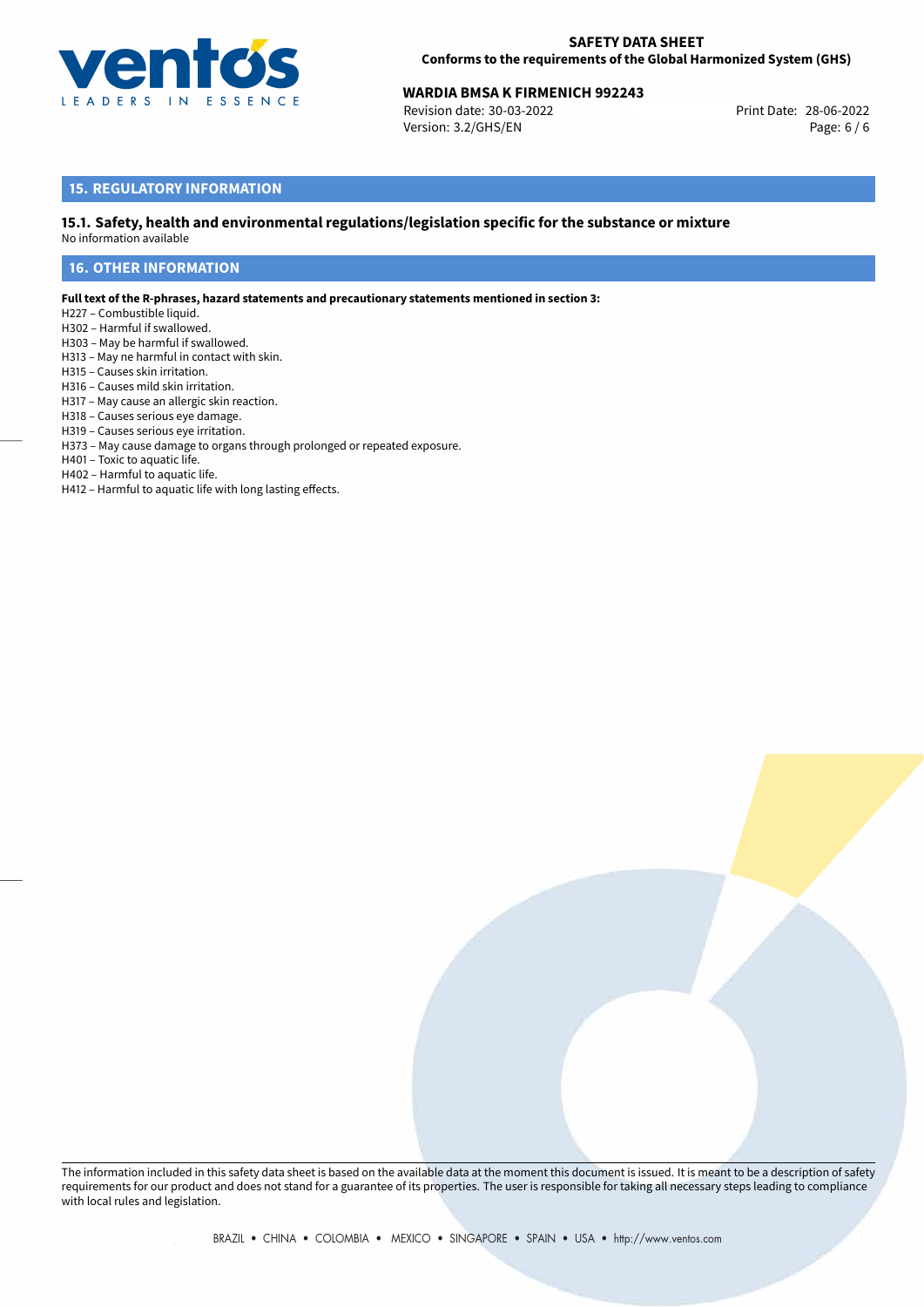## 15. REGULATORY INFORMATION

### 15.1. Safety, health and environmental regulations/legislation specific for the substance or mixture

No information available

## 16. OTHER INFORMATION

**Full text of the R-phrases, hazard statements and precautionary statements mentioned in section 3:**

H227 – Combustible liquid.
H302 – Harmful if swallowed.
H303 – May be harmful if swallowed.
H313 – May ne harmful in contact with skin.
H315 – Causes skin irritation.
H316 – Causes mild skin irritation.
H317 – May cause an allergic skin reaction.
H318 – Causes serious eye damage.
H319 – Causes serious eye irritation.
H373 – May cause damage to organs through prolonged or repeated exposure.
H401 – Toxic to aquatic life.
H402 – Harmful to aquatic life.
H412 – Harmful to aquatic life with long lasting effects.

The information included in this safety data sheet is based on the available data at the moment this document is issued. It is meant to be a description of safety requirements for our product and does not stand for a guarantee of its properties. The user is responsible for taking all necessary steps leading to compliance with local rules and legislation.